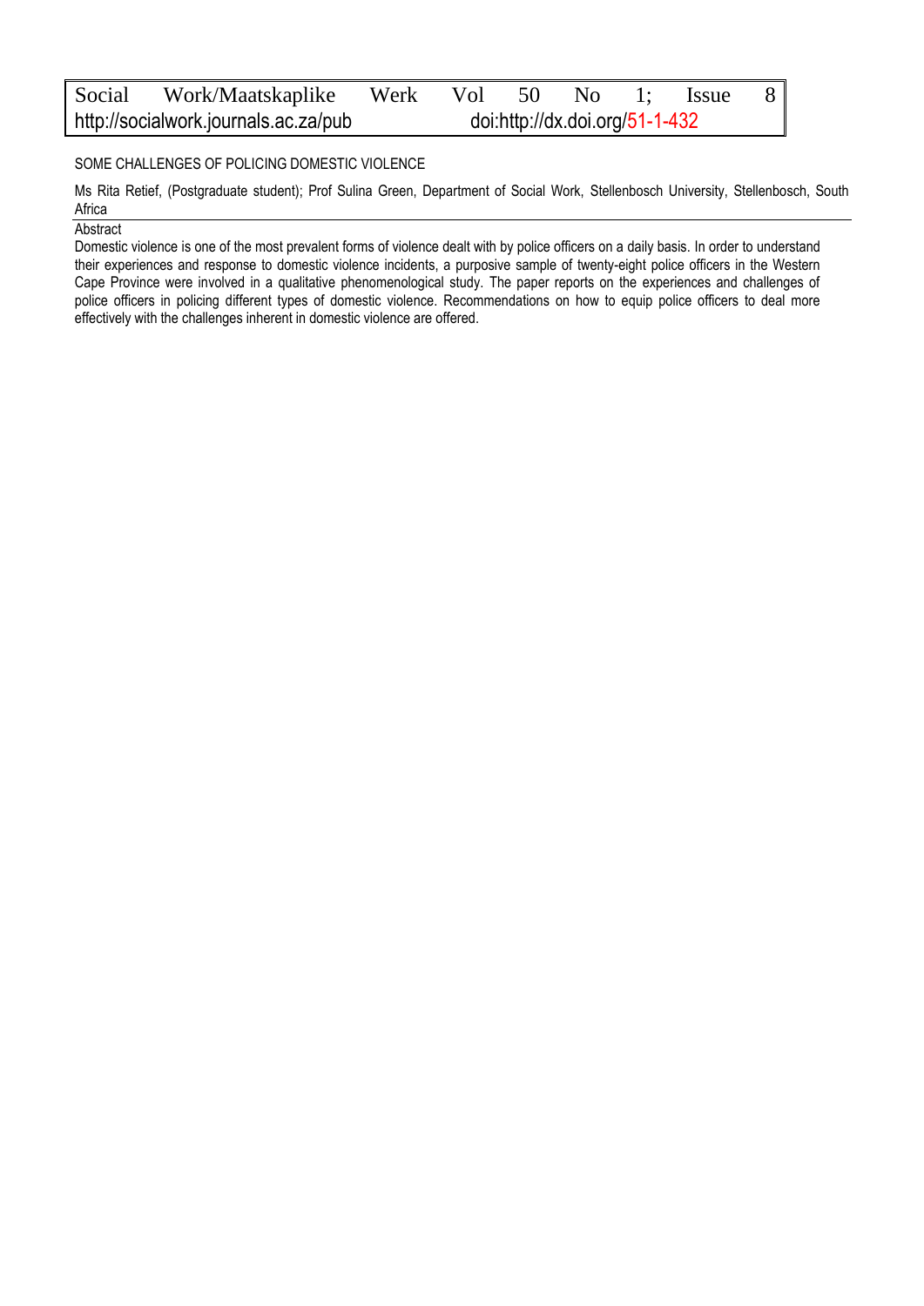# SOME CHALLENGES OF POLICING DOMESTIC VIOLENCE

Ms Rita Retief, (Postgraduate student); Prof Sulina Green, Department of Social Work, Stellenbosch University, Stellenbosch, South Africa

## Abstract

Domestic violence is one of the most prevalent forms of violence dealt with by police officers on a daily basis. In order to understand their experiences and response to domestic violence incidents, a purposive sample of twenty-eight police officers in the Western Cape Province were involved in a qualitative phenomenological study. The paper reports on the experiences and challenges of police officers in policing different types of domestic violence. Recommendations on how to equip police officers to deal more effectively with the challenges inherent in domestic violence are offered.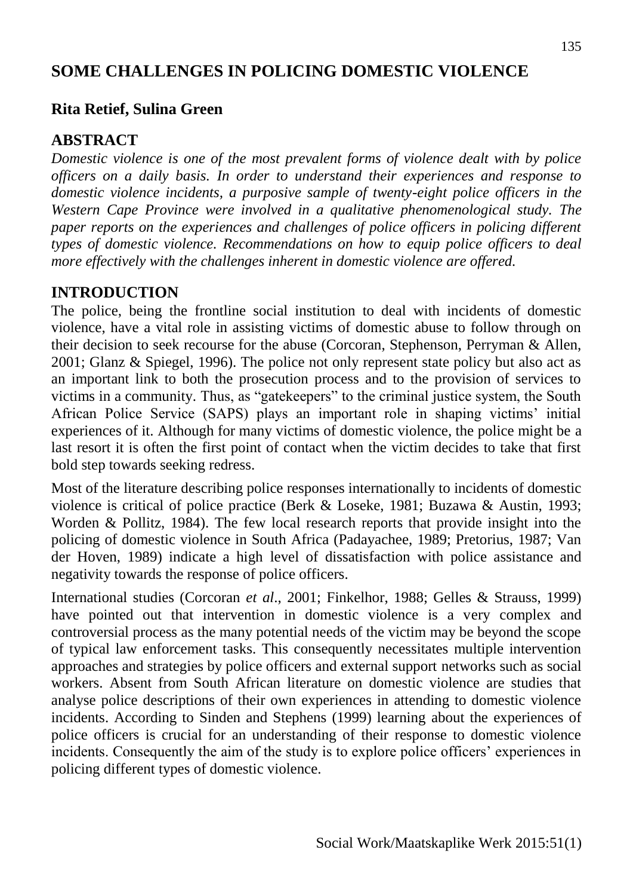# SOME CHALLENGES IN POLICING DOMESTIC VIOLENCE

**Rita Retief, Sulina Green**

## ABSTRACT

*Domestic violence is one of the most prevalent forms of violence dealt with by police officers on a daily basis. In order to understand their experiences and response to domestic violence incidents, a purposive sample of twenty-eight police officers in the Western Cape Province were involved in a qualitative phenomenological study. The paper reports on the experiences and challenges of police officers in policing different types of domestic violence. Recommendations on how to equip police officers to deal more effectively with the challenges inherent in domestic violence are offered.*

## INTRODUCTION

The police, being the frontline social institution to deal with incidents of domestic violence, have a vital role in assisting victims of domestic abuse to follow through on their decision to seek recourse for the abuse (Corcoran, Stephenson, Perryman & Allen, 2001; Glanz & Spiegel, 1996). The police not only represent state policy but also act as an important link to both the prosecution process and to the provision of services to victims in a community. Thus, as "gatekeepers" to the criminal justice system, the South African Police Service (SAPS) plays an important role in shaping victims' initial experiences of it. Although for many victims of domestic violence, the police might be a last resort it is often the first point of contact when the victim decides to take that first bold step towards seeking redress.

Most of the literature describing police responses internationally to incidents of domestic violence is critical of police practice (Berk & Loseke, 1981; Buzawa & Austin, 1993; Worden & Pollitz, 1984). The few local research reports that provide insight into the policing of domestic violence in South Africa (Padayachee, 1989; Pretorius, 1987; Van der Hoven, 1989) indicate a high level of dissatisfaction with police assistance and negativity towards the response of police officers.

International studies (Corcoran *et al*., 2001; Finkelhor, 1988; Gelles & Strauss, 1999) have pointed out that intervention in domestic violence is a very complex and controversial process as the many potential needs of the victim may be beyond the scope of typical law enforcement tasks. This consequently necessitates multiple intervention approaches and strategies by police officers and external support networks such as social workers. Absent from South African literature on domestic violence are studies that analyse police descriptions of their own experiences in attending to domestic violence incidents. According to Sinden and Stephens (1999) learning about the experiences of police officers is crucial for an understanding of their response to domestic violence incidents. Consequently the aim of the study is to explore police officers' experiences in policing different types of domestic violence.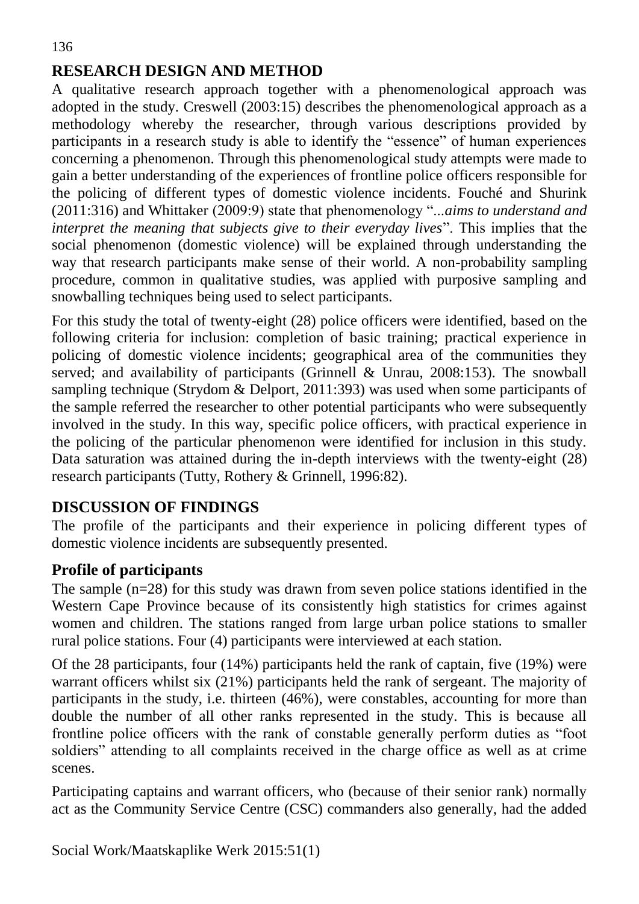## RESEARCH DESIGN AND METHOD

A qualitative research approach together with a phenomenological approach was adopted in the study. Creswell (2003:15) describes the phenomenological approach as a methodology whereby the researcher, through various descriptions provided by participants in a research study is able to identify the "essence" of human experiences concerning a phenomenon. Through this phenomenological study attempts were made to gain a better understanding of the experiences of frontline police officers responsible for the policing of different types of domestic violence incidents. Fouché and Shurink (2011:316) and Whittaker (2009:9) state that phenomenology "*...aims to understand and interpret the meaning that subjects give to their everyday lives*". This implies that the social phenomenon (domestic violence) will be explained through understanding the way that research participants make sense of their world. A non-probability sampling procedure, common in qualitative studies, was applied with purposive sampling and snowballing techniques being used to select participants.

For this study the total of twenty-eight (28) police officers were identified, based on the following criteria for inclusion: completion of basic training; practical experience in policing of domestic violence incidents; geographical area of the communities they served; and availability of participants (Grinnell & Unrau, 2008:153). The snowball sampling technique (Strydom & Delport, 2011:393) was used when some participants of the sample referred the researcher to other potential participants who were subsequently involved in the study. In this way, specific police officers, with practical experience in the policing of the particular phenomenon were identified for inclusion in this study. Data saturation was attained during the in-depth interviews with the twenty-eight (28) research participants (Tutty, Rothery & Grinnell, 1996:82).

## DISCUSSION OF FINDINGS

The profile of the participants and their experience in policing different types of domestic violence incidents are subsequently presented.

### Profile of participants

The sample (n=28) for this study was drawn from seven police stations identified in the Western Cape Province because of its consistently high statistics for crimes against women and children. The stations ranged from large urban police stations to smaller rural police stations. Four (4) participants were interviewed at each station.

Of the 28 participants, four (14%) participants held the rank of captain, five (19%) were warrant officers whilst six (21%) participants held the rank of sergeant. The majority of participants in the study, i.e. thirteen (46%), were constables, accounting for more than double the number of all other ranks represented in the study. This is because all frontline police officers with the rank of constable generally perform duties as "foot soldiers" attending to all complaints received in the charge office as well as at crime scenes.

Participating captains and warrant officers, who (because of their senior rank) normally act as the Community Service Centre (CSC) commanders also generally, had the added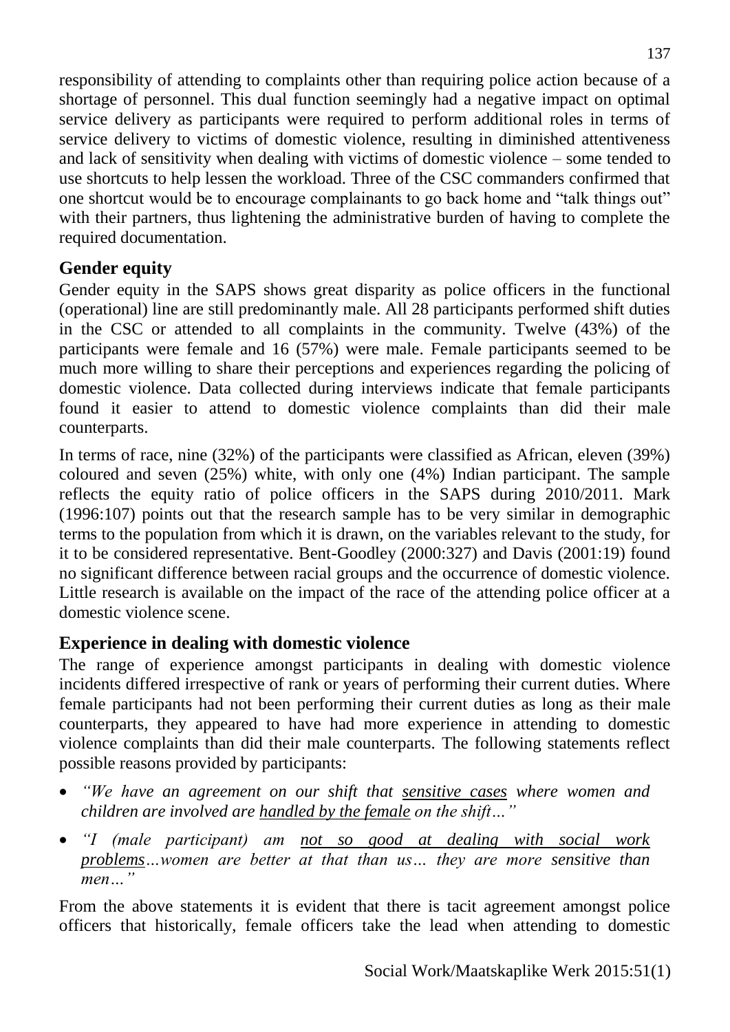responsibility of attending to complaints other than requiring police action because of a shortage of personnel. This dual function seemingly had a negative impact on optimal service delivery as participants were required to perform additional roles in terms of service delivery to victims of domestic violence, resulting in diminished attentiveness and lack of sensitivity when dealing with victims of domestic violence – some tended to use shortcuts to help lessen the workload. Three of the CSC commanders confirmed that one shortcut would be to encourage complainants to go back home and "talk things out" with their partners, thus lightening the administrative burden of having to complete the required documentation.

## Gender equity

Gender equity in the SAPS shows great disparity as police officers in the functional (operational) line are still predominantly male. All 28 participants performed shift duties in the CSC or attended to all complaints in the community. Twelve (43%) of the participants were female and 16 (57%) were male. Female participants seemed to be much more willing to share their perceptions and experiences regarding the policing of domestic violence. Data collected during interviews indicate that female participants found it easier to attend to domestic violence complaints than did their male counterparts.

In terms of race, nine (32%) of the participants were classified as African, eleven (39%) coloured and seven (25%) white, with only one (4%) Indian participant. The sample reflects the equity ratio of police officers in the SAPS during 2010/2011. Mark (1996:107) points out that the research sample has to be very similar in demographic terms to the population from which it is drawn, on the variables relevant to the study, for it to be considered representative. Bent-Goodley (2000:327) and Davis (2001:19) found no significant difference between racial groups and the occurrence of domestic violence. Little research is available on the impact of the race of the attending police officer at a domestic violence scene.

## Experience in dealing with domestic violence

The range of experience amongst participants in dealing with domestic violence incidents differed irrespective of rank or years of performing their current duties. Where female participants had not been performing their current duties as long as their male counterparts, they appeared to have had more experience in attending to domestic violence complaints than did their male counterparts. The following statements reflect possible reasons provided by participants:

- *"We have an agreement on our shift that <u>sensitive cases</u> where women and children are involved are <u>handled by the female</u> on the shift…"*
- *"I (male participant) am <u>not so good at dealing with social work problems</u>…women are better at that than us… they are more sensitive than men…"*

From the above statements it is evident that there is tacit agreement amongst police officers that historically, female officers take the lead when attending to domestic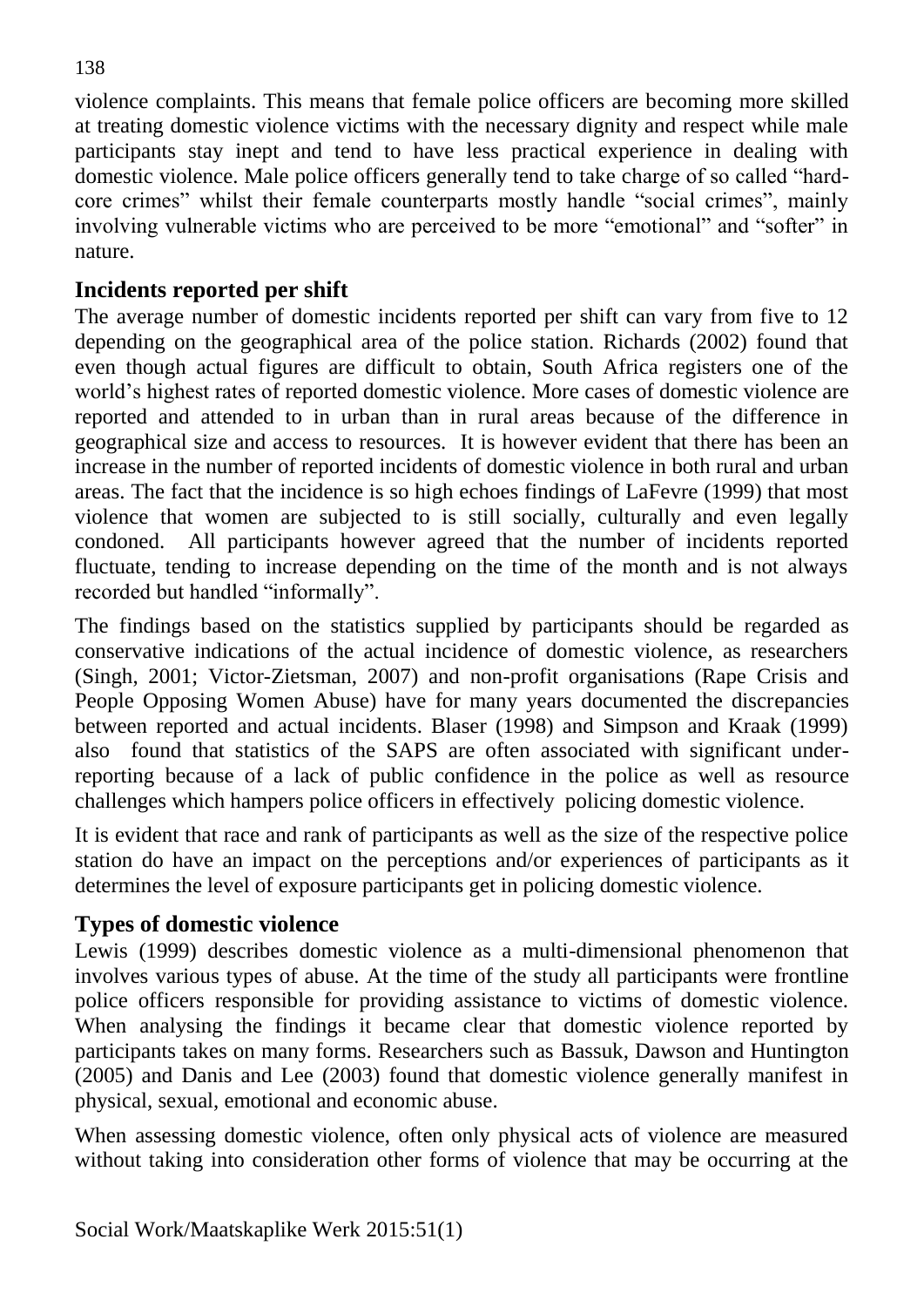violence complaints. This means that female police officers are becoming more skilled at treating domestic violence victims with the necessary dignity and respect while male participants stay inept and tend to have less practical experience in dealing with domestic violence. Male police officers generally tend to take charge of so called "hard-core crimes" whilst their female counterparts mostly handle "social crimes", mainly involving vulnerable victims who are perceived to be more "emotional" and "softer" in nature.

## Incidents reported per shift

The average number of domestic incidents reported per shift can vary from five to 12 depending on the geographical area of the police station. Richards (2002) found that even though actual figures are difficult to obtain, South Africa registers one of the world's highest rates of reported domestic violence. More cases of domestic violence are reported and attended to in urban than in rural areas because of the difference in geographical size and access to resources. It is however evident that there has been an increase in the number of reported incidents of domestic violence in both rural and urban areas. The fact that the incidence is so high echoes findings of LaFevre (1999) that most violence that women are subjected to is still socially, culturally and even legally condoned. All participants however agreed that the number of incidents reported fluctuate, tending to increase depending on the time of the month and is not always recorded but handled "informally".

The findings based on the statistics supplied by participants should be regarded as conservative indications of the actual incidence of domestic violence, as researchers (Singh, 2001; Victor-Zietsman, 2007) and non-profit organisations (Rape Crisis and People Opposing Women Abuse) have for many years documented the discrepancies between reported and actual incidents. Blaser (1998) and Simpson and Kraak (1999) also found that statistics of the SAPS are often associated with significant under-reporting because of a lack of public confidence in the police as well as resource challenges which hampers police officers in effectively policing domestic violence.

It is evident that race and rank of participants as well as the size of the respective police station do have an impact on the perceptions and/or experiences of participants as it determines the level of exposure participants get in policing domestic violence.

## Types of domestic violence

Lewis (1999) describes domestic violence as a multi-dimensional phenomenon that involves various types of abuse. At the time of the study all participants were frontline police officers responsible for providing assistance to victims of domestic violence. When analysing the findings it became clear that domestic violence reported by participants takes on many forms. Researchers such as Bassuk, Dawson and Huntington (2005) and Danis and Lee (2003) found that domestic violence generally manifest in physical, sexual, emotional and economic abuse.

When assessing domestic violence, often only physical acts of violence are measured without taking into consideration other forms of violence that may be occurring at the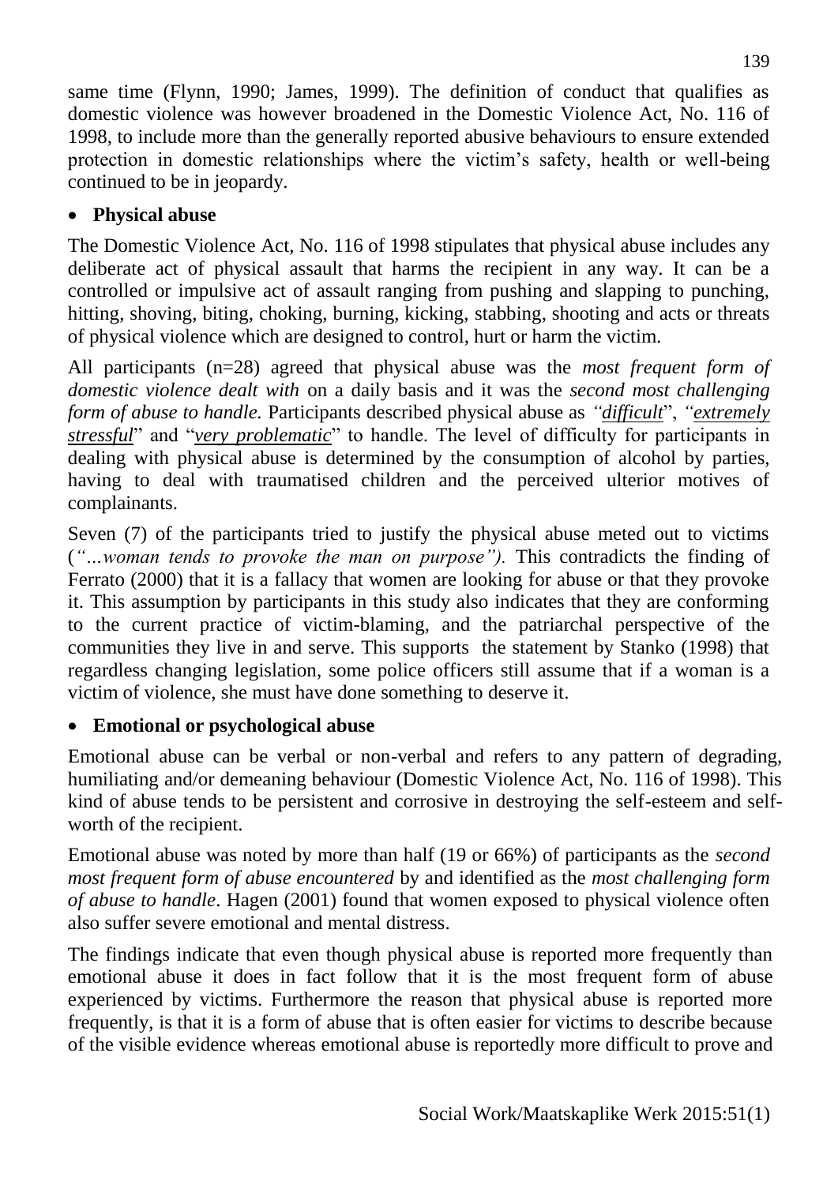same time (Flynn, 1990; James, 1999). The definition of conduct that qualifies as domestic violence was however broadened in the Domestic Violence Act, No. 116 of 1998, to include more than the generally reported abusive behaviours to ensure extended protection in domestic relationships where the victim's safety, health or well-being continued to be in jeopardy.

- **Physical abuse**

The Domestic Violence Act, No. 116 of 1998 stipulates that physical abuse includes any deliberate act of physical assault that harms the recipient in any way. It can be a controlled or impulsive act of assault ranging from pushing and slapping to punching, hitting, shoving, biting, choking, burning, kicking, stabbing, shooting and acts or threats of physical violence which are designed to control, hurt or harm the victim.

All participants (n=28) agreed that physical abuse was the *most frequent form of domestic violence dealt with* on a daily basis and it was the *second most challenging form of abuse to handle.* Participants described physical abuse as *"difficult"*, *"extremely stressful"* and *"very problematic"* to handle. The level of difficulty for participants in dealing with physical abuse is determined by the consumption of alcohol by parties, having to deal with traumatised children and the perceived ulterior motives of complainants.

Seven (7) of the participants tried to justify the physical abuse meted out to victims (*"…woman tends to provoke the man on purpose").* This contradicts the finding of Ferrato (2000) that it is a fallacy that women are looking for abuse or that they provoke it. This assumption by participants in this study also indicates that they are conforming to the current practice of victim-blaming, and the patriarchal perspective of the communities they live in and serve. This supports the statement by Stanko (1998) that regardless changing legislation, some police officers still assume that if a woman is a victim of violence, she must have done something to deserve it.

- **Emotional or psychological abuse**

Emotional abuse can be verbal or non-verbal and refers to any pattern of degrading, humiliating and/or demeaning behaviour (Domestic Violence Act, No. 116 of 1998). This kind of abuse tends to be persistent and corrosive in destroying the self-esteem and self-worth of the recipient.

Emotional abuse was noted by more than half (19 or 66%) of participants as the *second most frequent form of abuse encountered* by and identified as the *most challenging form of abuse to handle*. Hagen (2001) found that women exposed to physical violence often also suffer severe emotional and mental distress.

The findings indicate that even though physical abuse is reported more frequently than emotional abuse it does in fact follow that it is the most frequent form of abuse experienced by victims. Furthermore the reason that physical abuse is reported more frequently, is that it is a form of abuse that is often easier for victims to describe because of the visible evidence whereas emotional abuse is reportedly more difficult to prove and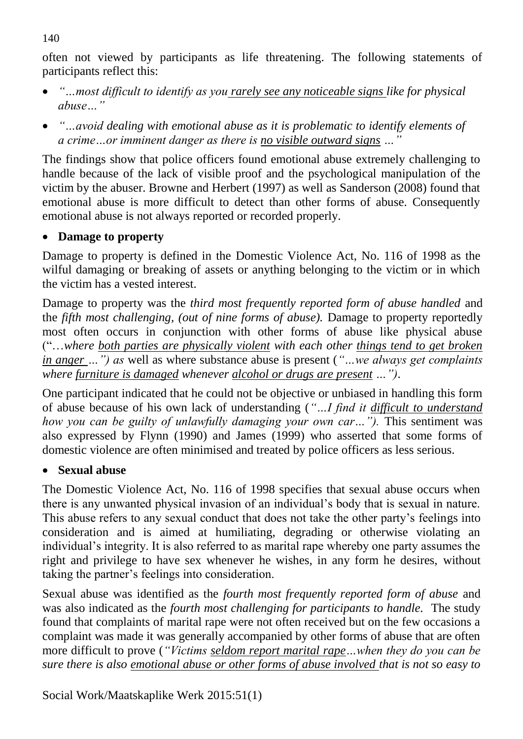often not viewed by participants as life threatening. The following statements of participants reflect this:

- *"…most difficult to identify as you <u>rarely see any noticeable signs</u> like for physical abuse…"*
- *"…avoid dealing with emotional abuse as it is problematic to identify elements of a crime…or imminent danger as there is <u>no visible outward signs</u> …"*

The findings show that police officers found emotional abuse extremely challenging to handle because of the lack of visible proof and the psychological manipulation of the victim by the abuser. Browne and Herbert (1997) as well as Sanderson (2008) found that emotional abuse is more difficult to detect than other forms of abuse. Consequently emotional abuse is not always reported or recorded properly.

- **Damage to property**

Damage to property is defined in the Domestic Violence Act, No. 116 of 1998 as the wilful damaging or breaking of assets or anything belonging to the victim or in which the victim has a vested interest.

Damage to property was the *third most frequently reported form of abuse handled* and the *fifth most challenging, (out of nine forms of abuse).* Damage to property reportedly most often occurs in conjunction with other forms of abuse like physical abuse ("…*where <u>both parties are physically violent</u> with each other <u>things tend to get broken in anger</u> …") as* well as where substance abuse is present (*"…we always get complaints where <u>furniture is damaged</u> whenever <u>alcohol or drugs are present</u> …")*.

One participant indicated that he could not be objective or unbiased in handling this form of abuse because of his own lack of understanding (*"…I find it <u>difficult to understand</u> how you can be guilty of unlawfully damaging your own car…").* This sentiment was also expressed by Flynn (1990) and James (1999) who asserted that some forms of domestic violence are often minimised and treated by police officers as less serious.

- **Sexual abuse**

The Domestic Violence Act, No. 116 of 1998 specifies that sexual abuse occurs when there is any unwanted physical invasion of an individual's body that is sexual in nature. This abuse refers to any sexual conduct that does not take the other party's feelings into consideration and is aimed at humiliating, degrading or otherwise violating an individual's integrity. It is also referred to as marital rape whereby one party assumes the right and privilege to have sex whenever he wishes, in any form he desires, without taking the partner's feelings into consideration.

Sexual abuse was identified as the *fourth most frequently reported form of abuse* and was also indicated as the *fourth most challenging for participants to handle.* The study found that complaints of marital rape were not often received but on the few occasions a complaint was made it was generally accompanied by other forms of abuse that are often more difficult to prove (*"Victims <u>seldom report marital rape</u>…when they do you can be sure there is also <u>emotional abuse or other forms of abuse involved</u> that is not so easy to*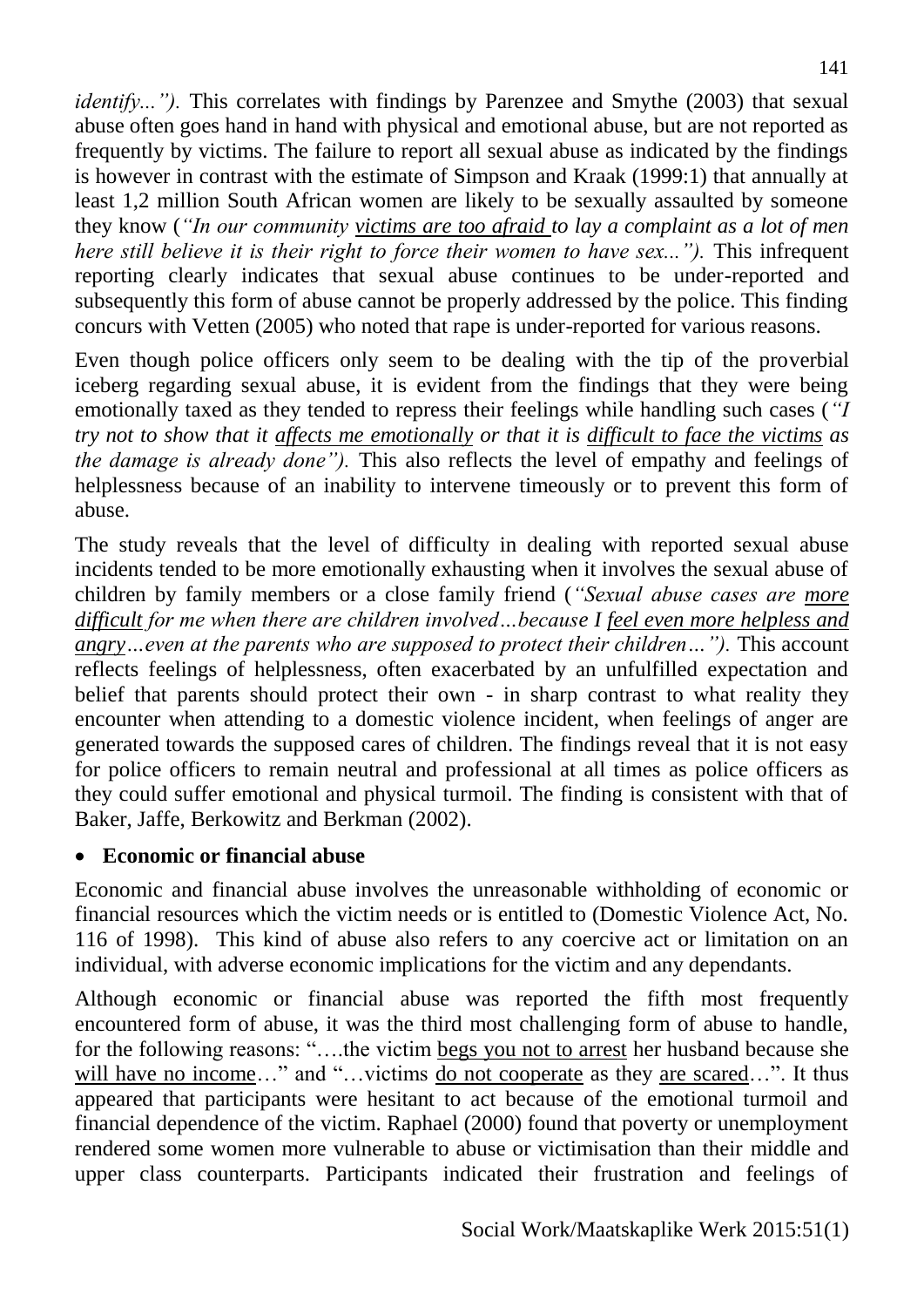*identify...").* This correlates with findings by Parenzee and Smythe (2003) that sexual abuse often goes hand in hand with physical and emotional abuse, but are not reported as frequently by victims. The failure to report all sexual abuse as indicated by the findings is however in contrast with the estimate of Simpson and Kraak (1999:1) that annually at least 1,2 million South African women are likely to be sexually assaulted by someone they know (*"In our community victims are too afraid to lay a complaint as a lot of men here still believe it is their right to force their women to have sex...").* This infrequent reporting clearly indicates that sexual abuse continues to be under-reported and subsequently this form of abuse cannot be properly addressed by the police. This finding concurs with Vetten (2005) who noted that rape is under-reported for various reasons.

Even though police officers only seem to be dealing with the tip of the proverbial iceberg regarding sexual abuse, it is evident from the findings that they were being emotionally taxed as they tended to repress their feelings while handling such cases (*"I try not to show that it affects me emotionally or that it is difficult to face the victims as the damage is already done").* This also reflects the level of empathy and feelings of helplessness because of an inability to intervene timeously or to prevent this form of abuse.

The study reveals that the level of difficulty in dealing with reported sexual abuse incidents tended to be more emotionally exhausting when it involves the sexual abuse of children by family members or a close family friend (*"Sexual abuse cases are more difficult for me when there are children involved…because I feel even more helpless and angry…even at the parents who are supposed to protect their children…").* This account reflects feelings of helplessness, often exacerbated by an unfulfilled expectation and belief that parents should protect their own - in sharp contrast to what reality they encounter when attending to a domestic violence incident, when feelings of anger are generated towards the supposed cares of children. The findings reveal that it is not easy for police officers to remain neutral and professional at all times as police officers as they could suffer emotional and physical turmoil. The finding is consistent with that of Baker, Jaffe, Berkowitz and Berkman (2002).

- **Economic or financial abuse**

Economic and financial abuse involves the unreasonable withholding of economic or financial resources which the victim needs or is entitled to (Domestic Violence Act, No. 116 of 1998). This kind of abuse also refers to any coercive act or limitation on an individual, with adverse economic implications for the victim and any dependants.

Although economic or financial abuse was reported the fifth most frequently encountered form of abuse, it was the third most challenging form of abuse to handle, for the following reasons: "….the victim begs you not to arrest her husband because she will have no income…" and "…victims do not cooperate as they are scared…". It thus appeared that participants were hesitant to act because of the emotional turmoil and financial dependence of the victim. Raphael (2000) found that poverty or unemployment rendered some women more vulnerable to abuse or victimisation than their middle and upper class counterparts. Participants indicated their frustration and feelings of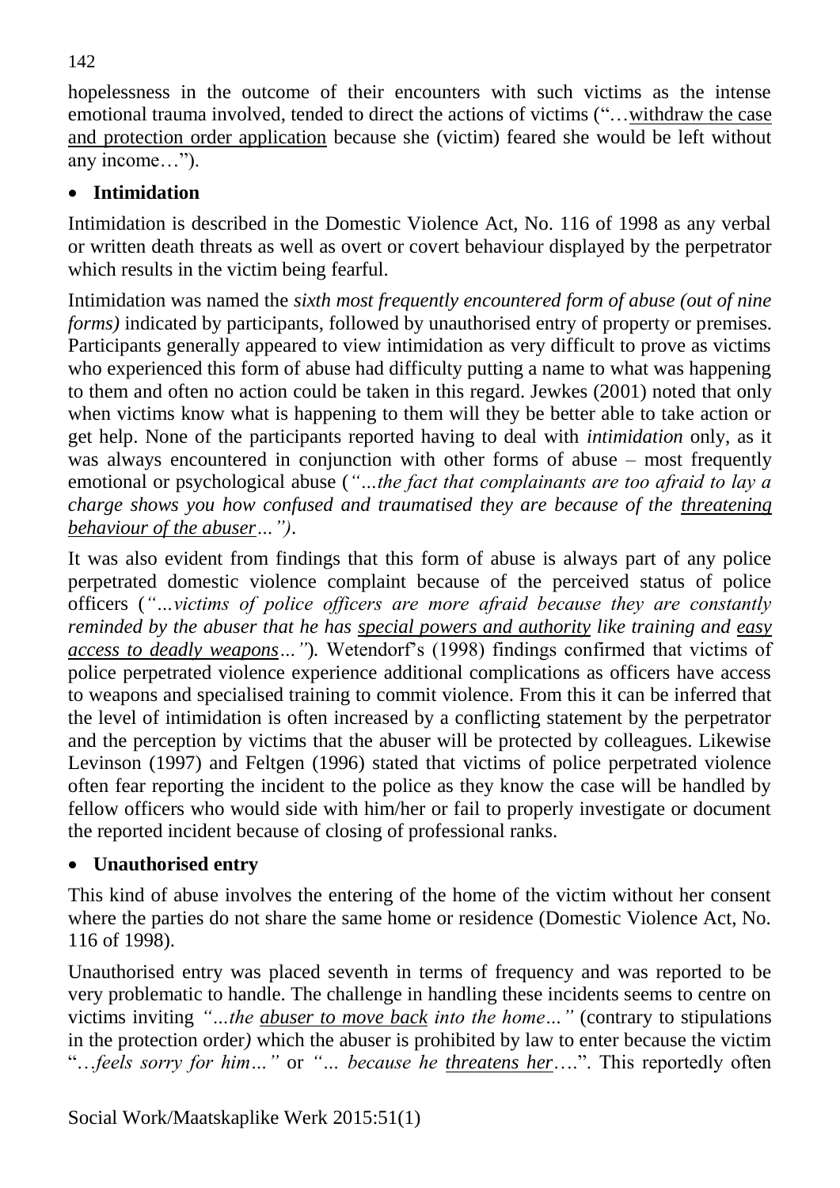hopelessness in the outcome of their encounters with such victims as the intense emotional trauma involved, tended to direct the actions of victims ("…withdraw the case and protection order application because she (victim) feared she would be left without any income…").

- **Intimidation**

Intimidation is described in the Domestic Violence Act, No. 116 of 1998 as any verbal or written death threats as well as overt or covert behaviour displayed by the perpetrator which results in the victim being fearful.

Intimidation was named the *sixth most frequently encountered form of abuse (out of nine forms)* indicated by participants, followed by unauthorised entry of property or premises. Participants generally appeared to view intimidation as very difficult to prove as victims who experienced this form of abuse had difficulty putting a name to what was happening to them and often no action could be taken in this regard. Jewkes (2001) noted that only when victims know what is happening to them will they be better able to take action or get help. None of the participants reported having to deal with *intimidation* only, as it was always encountered in conjunction with other forms of abuse – most frequently emotional or psychological abuse (*"…the fact that complainants are too afraid to lay a charge shows you how confused and traumatised they are because of the threatening behaviour of the abuser…")*.

It was also evident from findings that this form of abuse is always part of any police perpetrated domestic violence complaint because of the perceived status of police officers (*"…victims of police officers are more afraid because they are constantly reminded by the abuser that he has special powers and authority like training and easy access to deadly weapons…"*). Wetendorf's (1998) findings confirmed that victims of police perpetrated violence experience additional complications as officers have access to weapons and specialised training to commit violence. From this it can be inferred that the level of intimidation is often increased by a conflicting statement by the perpetrator and the perception by victims that the abuser will be protected by colleagues. Likewise Levinson (1997) and Feltgen (1996) stated that victims of police perpetrated violence often fear reporting the incident to the police as they know the case will be handled by fellow officers who would side with him/her or fail to properly investigate or document the reported incident because of closing of professional ranks.

- **Unauthorised entry**

This kind of abuse involves the entering of the home of the victim without her consent where the parties do not share the same home or residence (Domestic Violence Act, No. 116 of 1998).

Unauthorised entry was placed seventh in terms of frequency and was reported to be very problematic to handle. The challenge in handling these incidents seems to centre on victims inviting *"…the abuser to move back into the home…"* (contrary to stipulations in the protection order) which the abuser is prohibited by law to enter because the victim "…*feels sorry for him…"* or *"… because he threatens her*….". This reportedly often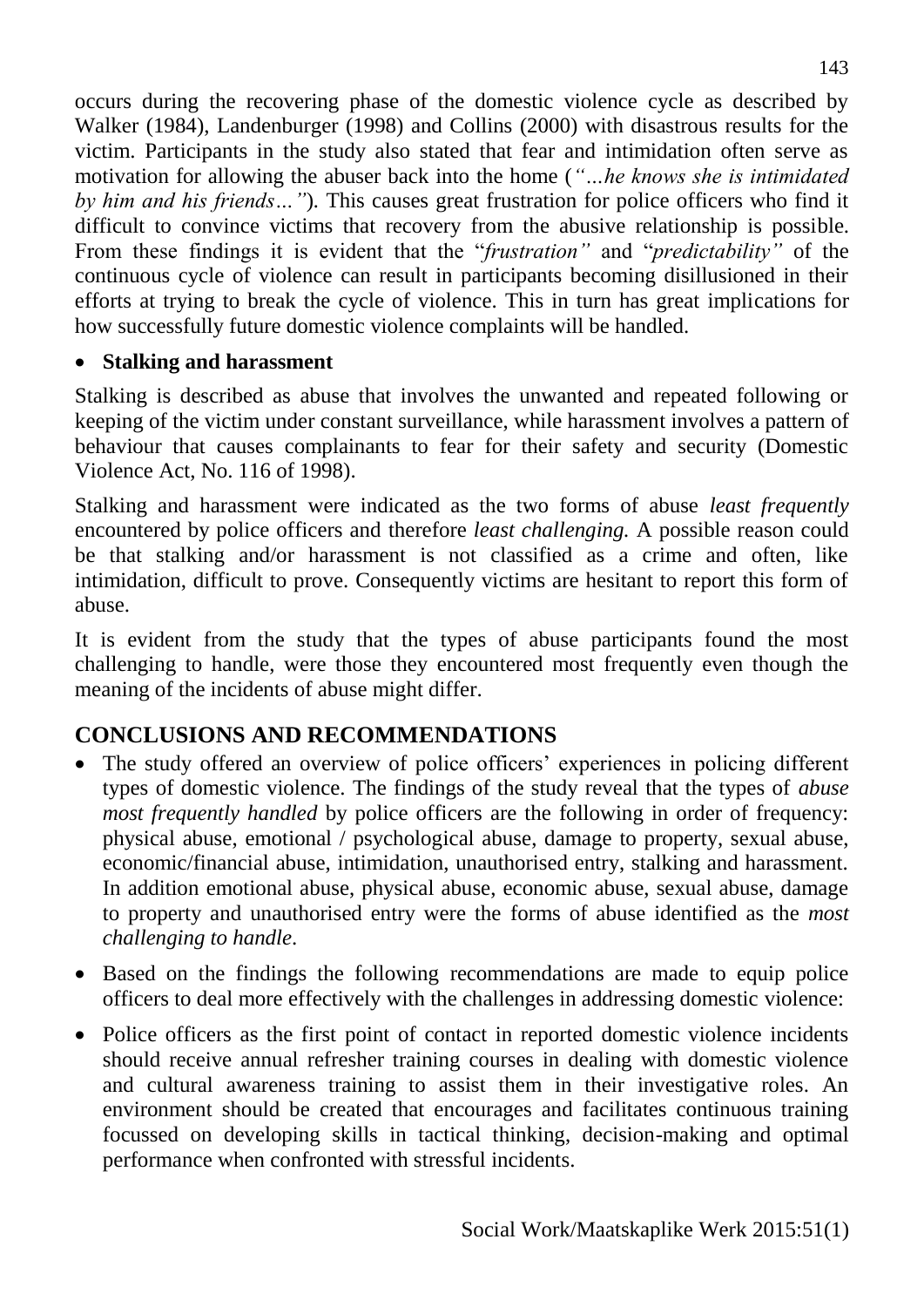occurs during the recovering phase of the domestic violence cycle as described by Walker (1984), Landenburger (1998) and Collins (2000) with disastrous results for the victim. Participants in the study also stated that fear and intimidation often serve as motivation for allowing the abuser back into the home (*"…he knows she is intimidated by him and his friends…"*). This causes great frustration for police officers who find it difficult to convince victims that recovery from the abusive relationship is possible. From these findings it is evident that the "*frustration"* and "*predictability"* of the continuous cycle of violence can result in participants becoming disillusioned in their efforts at trying to break the cycle of violence. This in turn has great implications for how successfully future domestic violence complaints will be handled.

- **Stalking and harassment**

Stalking is described as abuse that involves the unwanted and repeated following or keeping of the victim under constant surveillance, while harassment involves a pattern of behaviour that causes complainants to fear for their safety and security (Domestic Violence Act, No. 116 of 1998).

Stalking and harassment were indicated as the two forms of abuse *least frequently* encountered by police officers and therefore *least challenging.* A possible reason could be that stalking and/or harassment is not classified as a crime and often, like intimidation, difficult to prove. Consequently victims are hesitant to report this form of abuse.

It is evident from the study that the types of abuse participants found the most challenging to handle, were those they encountered most frequently even though the meaning of the incidents of abuse might differ.

## CONCLUSIONS AND RECOMMENDATIONS

- The study offered an overview of police officers' experiences in policing different types of domestic violence. The findings of the study reveal that the types of *abuse most frequently handled* by police officers are the following in order of frequency: physical abuse, emotional / psychological abuse, damage to property, sexual abuse, economic/financial abuse, intimidation, unauthorised entry, stalking and harassment. In addition emotional abuse, physical abuse, economic abuse, sexual abuse, damage to property and unauthorised entry were the forms of abuse identified as the *most challenging to handle*.
- Based on the findings the following recommendations are made to equip police officers to deal more effectively with the challenges in addressing domestic violence:
- Police officers as the first point of contact in reported domestic violence incidents should receive annual refresher training courses in dealing with domestic violence and cultural awareness training to assist them in their investigative roles. An environment should be created that encourages and facilitates continuous training focussed on developing skills in tactical thinking, decision-making and optimal performance when confronted with stressful incidents.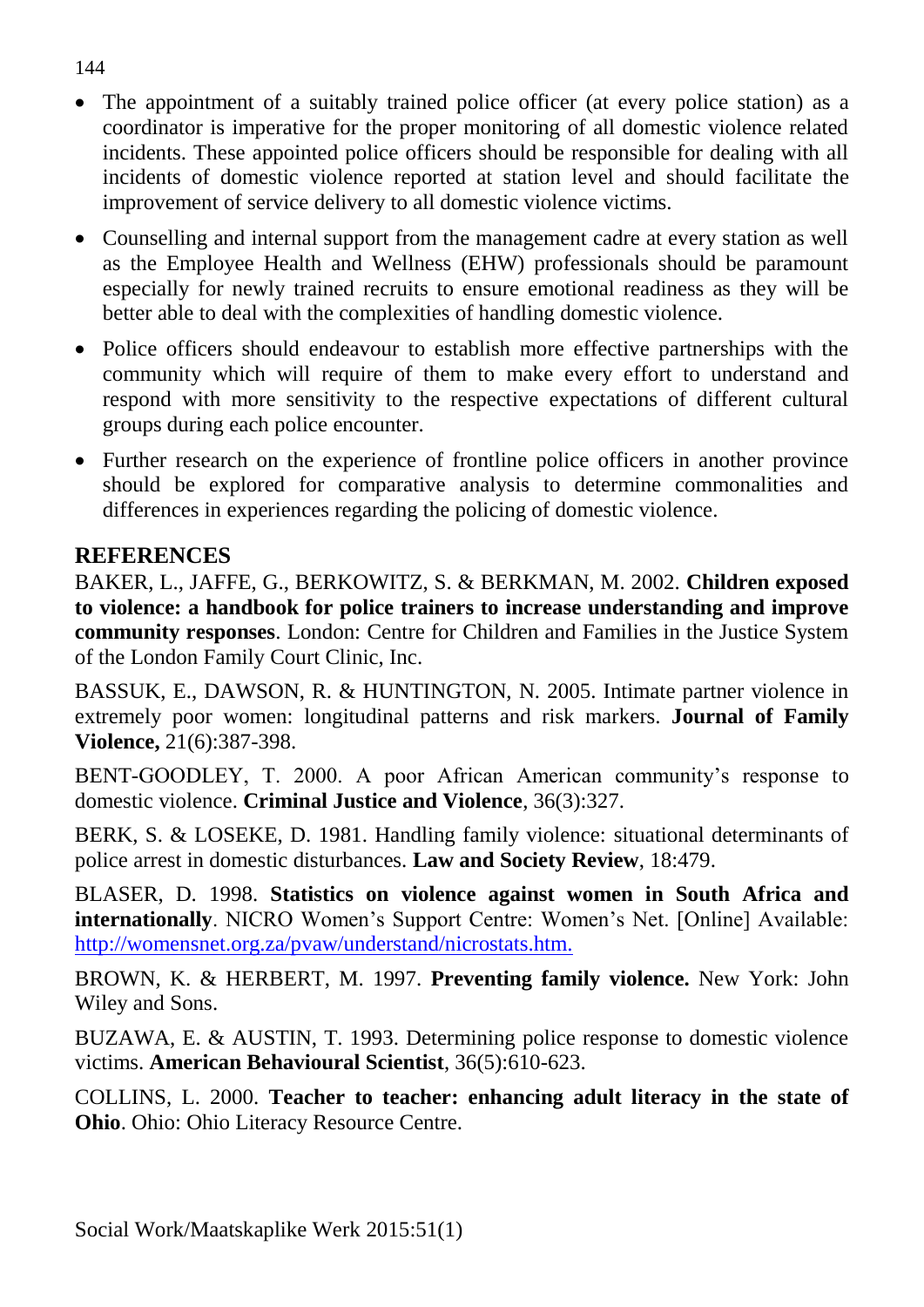- The appointment of a suitably trained police officer (at every police station) as a coordinator is imperative for the proper monitoring of all domestic violence related incidents. These appointed police officers should be responsible for dealing with all incidents of domestic violence reported at station level and should facilitate the improvement of service delivery to all domestic violence victims.
- Counselling and internal support from the management cadre at every station as well as the Employee Health and Wellness (EHW) professionals should be paramount especially for newly trained recruits to ensure emotional readiness as they will be better able to deal with the complexities of handling domestic violence.
- Police officers should endeavour to establish more effective partnerships with the community which will require of them to make every effort to understand and respond with more sensitivity to the respective expectations of different cultural groups during each police encounter.
- Further research on the experience of frontline police officers in another province should be explored for comparative analysis to determine commonalities and differences in experiences regarding the policing of domestic violence.

## REFERENCES

BAKER, L., JAFFE, G., BERKOWITZ, S. & BERKMAN, M. 2002. **Children exposed to violence: a handbook for police trainers to increase understanding and improve community responses**. London: Centre for Children and Families in the Justice System of the London Family Court Clinic, Inc.

BASSUK, E., DAWSON, R. & HUNTINGTON, N. 2005. Intimate partner violence in extremely poor women: longitudinal patterns and risk markers. **Journal of Family Violence,** 21(6):387-398.

BENT-GOODLEY, T. 2000. A poor African American community's response to domestic violence. **Criminal Justice and Violence**, 36(3):327.

BERK, S. & LOSEKE, D. 1981. Handling family violence: situational determinants of police arrest in domestic disturbances. **Law and Society Review**, 18:479.

BLASER, D. 1998. **Statistics on violence against women in South Africa and internationally**. NICRO Women's Support Centre: Women's Net. [Online] Available: http://womensnet.org.za/pvaw/understand/nicrostats.htm.

BROWN, K. & HERBERT, M. 1997. **Preventing family violence.** New York: John Wiley and Sons.

BUZAWA, E. & AUSTIN, T. 1993. Determining police response to domestic violence victims. **American Behavioural Scientist**, 36(5):610-623.

COLLINS, L. 2000. **Teacher to teacher: enhancing adult literacy in the state of Ohio**. Ohio: Ohio Literacy Resource Centre.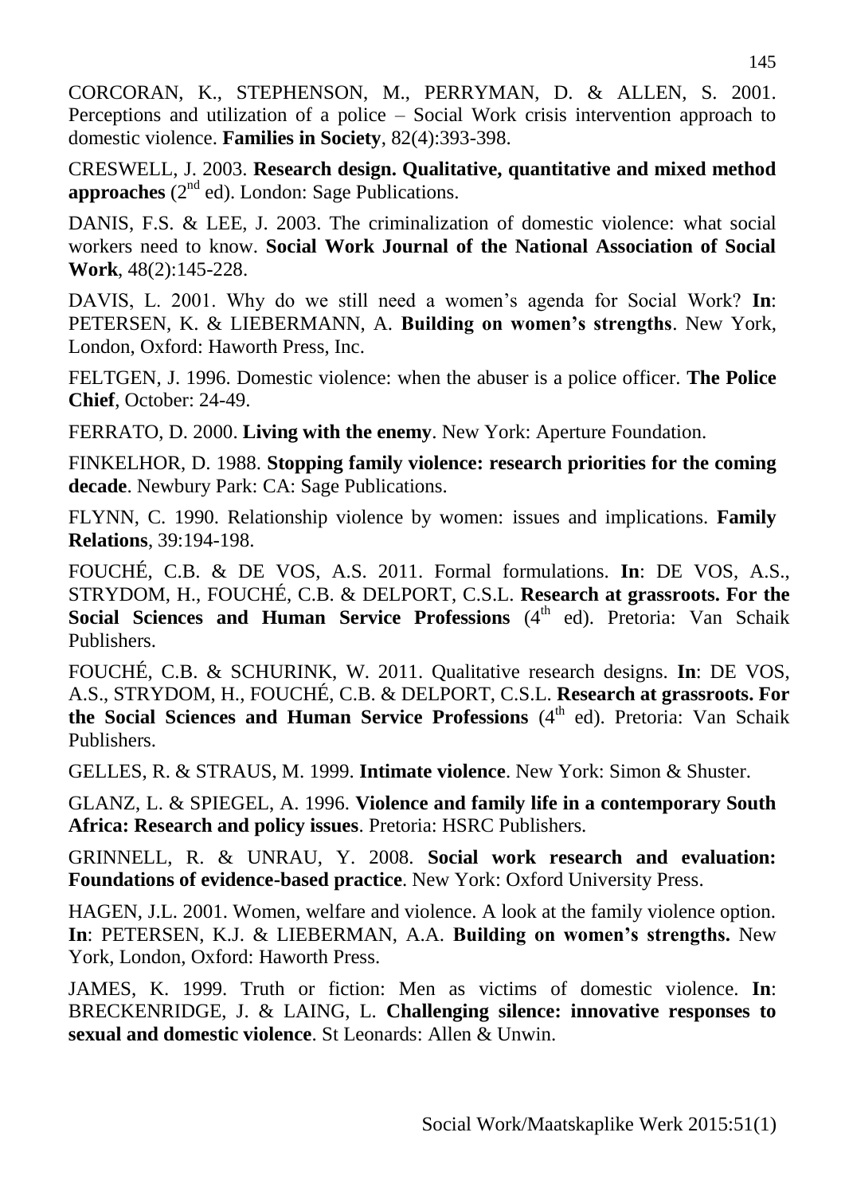CORCORAN, K., STEPHENSON, M., PERRYMAN, D. & ALLEN, S. 2001. Perceptions and utilization of a police – Social Work crisis intervention approach to domestic violence. **Families in Society**, 82(4):393-398.

CRESWELL, J. 2003. **Research design. Qualitative, quantitative and mixed method approaches** (2nd ed). London: Sage Publications.

DANIS, F.S. & LEE, J. 2003. The criminalization of domestic violence: what social workers need to know. **Social Work Journal of the National Association of Social Work**, 48(2):145-228.

DAVIS, L. 2001. Why do we still need a women's agenda for Social Work? **In**: PETERSEN, K. & LIEBERMANN, A. **Building on women's strengths**. New York, London, Oxford: Haworth Press, Inc.

FELTGEN, J. 1996. Domestic violence: when the abuser is a police officer. **The Police Chief**, October: 24-49.

FERRATO, D. 2000. **Living with the enemy**. New York: Aperture Foundation.

FINKELHOR, D. 1988. **Stopping family violence: research priorities for the coming decade**. Newbury Park: CA: Sage Publications.

FLYNN, C. 1990. Relationship violence by women: issues and implications. **Family Relations**, 39:194-198.

FOUCHÉ, C.B. & DE VOS, A.S. 2011. Formal formulations. **In**: DE VOS, A.S., STRYDOM, H., FOUCHÉ, C.B. & DELPORT, C.S.L. **Research at grassroots. For the Social Sciences and Human Service Professions** (4th ed). Pretoria: Van Schaik Publishers.

FOUCHÉ, C.B. & SCHURINK, W. 2011. Qualitative research designs. **In**: DE VOS, A.S., STRYDOM, H., FOUCHÉ, C.B. & DELPORT, C.S.L. **Research at grassroots. For the Social Sciences and Human Service Professions** (4th ed). Pretoria: Van Schaik Publishers.

GELLES, R. & STRAUS, M. 1999. **Intimate violence**. New York: Simon & Shuster.

GLANZ, L. & SPIEGEL, A. 1996. **Violence and family life in a contemporary South Africa: Research and policy issues**. Pretoria: HSRC Publishers.

GRINNELL, R. & UNRAU, Y. 2008. **Social work research and evaluation: Foundations of evidence-based practice**. New York: Oxford University Press.

HAGEN, J.L. 2001. Women, welfare and violence. A look at the family violence option. **In**: PETERSEN, K.J. & LIEBERMAN, A.A. **Building on women's strengths.** New York, London, Oxford: Haworth Press.

JAMES, K. 1999. Truth or fiction: Men as victims of domestic violence. **In**: BRECKENRIDGE, J. & LAING, L. **Challenging silence: innovative responses to sexual and domestic violence**. St Leonards: Allen & Unwin.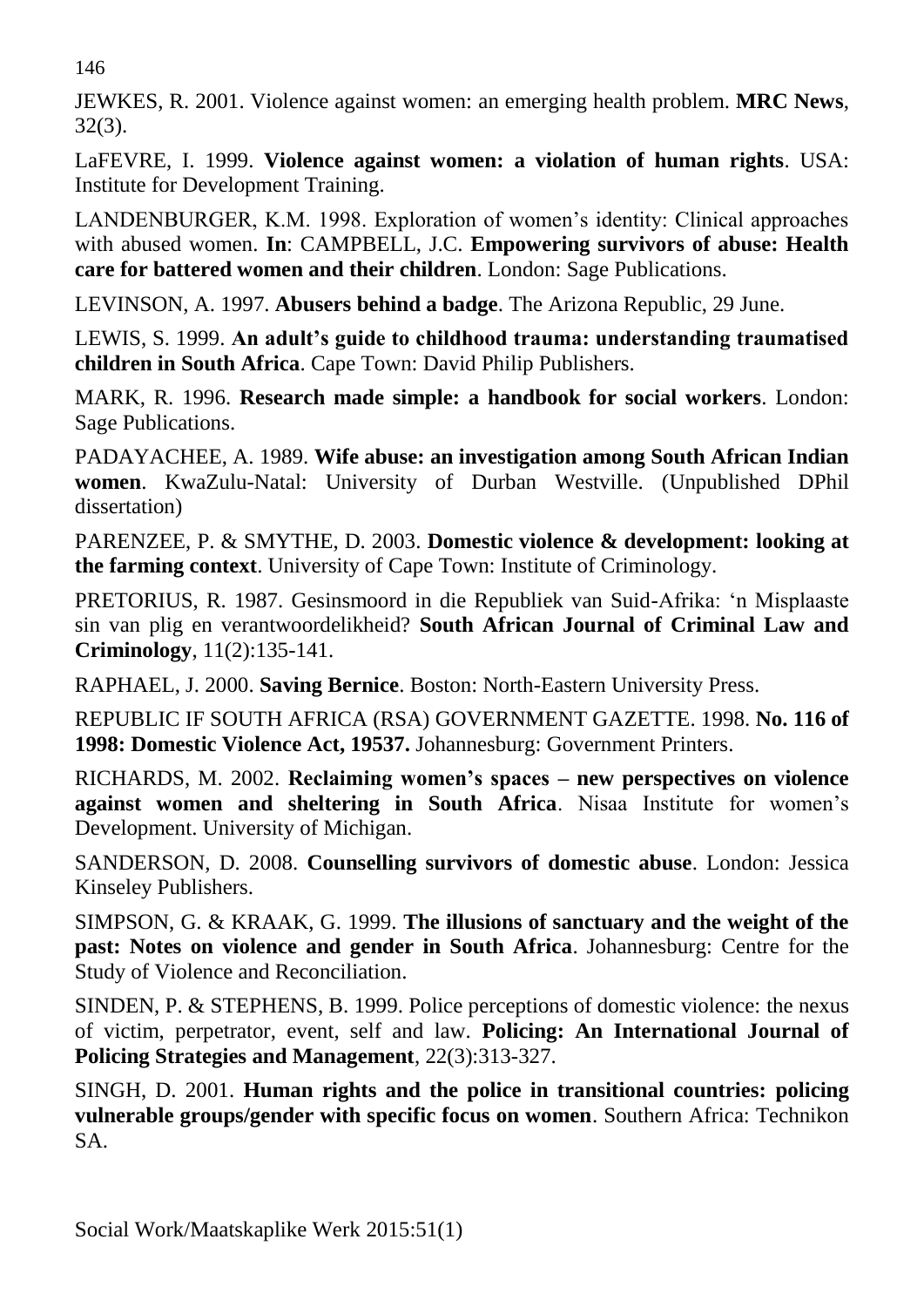JEWKES, R. 2001. Violence against women: an emerging health problem. **MRC News**, 32(3).

LaFEVRE, I. 1999. **Violence against women: a violation of human rights**. USA: Institute for Development Training.

LANDENBURGER, K.M. 1998. Exploration of women's identity: Clinical approaches with abused women. **In**: CAMPBELL, J.C. **Empowering survivors of abuse: Health care for battered women and their children**. London: Sage Publications.

LEVINSON, A. 1997. **Abusers behind a badge**. The Arizona Republic, 29 June.

LEWIS, S. 1999. **An adult's guide to childhood trauma: understanding traumatised children in South Africa**. Cape Town: David Philip Publishers.

MARK, R. 1996. **Research made simple: a handbook for social workers**. London: Sage Publications.

PADAYACHEE, A. 1989. **Wife abuse: an investigation among South African Indian women**. KwaZulu-Natal: University of Durban Westville. (Unpublished DPhil dissertation)

PARENZEE, P. & SMYTHE, D. 2003. **Domestic violence & development: looking at the farming context**. University of Cape Town: Institute of Criminology.

PRETORIUS, R. 1987. Gesinsmoord in die Republiek van Suid-Afrika: 'n Misplaaste sin van plig en verantwoordelikheid? **South African Journal of Criminal Law and Criminology**, 11(2):135-141.

RAPHAEL, J. 2000. **Saving Bernice**. Boston: North-Eastern University Press.

REPUBLIC IF SOUTH AFRICA (RSA) GOVERNMENT GAZETTE. 1998. **No. 116 of 1998: Domestic Violence Act, 19537.** Johannesburg: Government Printers.

RICHARDS, M. 2002. **Reclaiming women's spaces – new perspectives on violence against women and sheltering in South Africa**. Nisaa Institute for women's Development. University of Michigan.

SANDERSON, D. 2008. **Counselling survivors of domestic abuse**. London: Jessica Kinseley Publishers.

SIMPSON, G. & KRAAK, G. 1999. **The illusions of sanctuary and the weight of the past: Notes on violence and gender in South Africa**. Johannesburg: Centre for the Study of Violence and Reconciliation.

SINDEN, P. & STEPHENS, B. 1999. Police perceptions of domestic violence: the nexus of victim, perpetrator, event, self and law. **Policing: An International Journal of Policing Strategies and Management**, 22(3):313-327.

SINGH, D. 2001. **Human rights and the police in transitional countries: policing vulnerable groups/gender with specific focus on women**. Southern Africa: Technikon SA.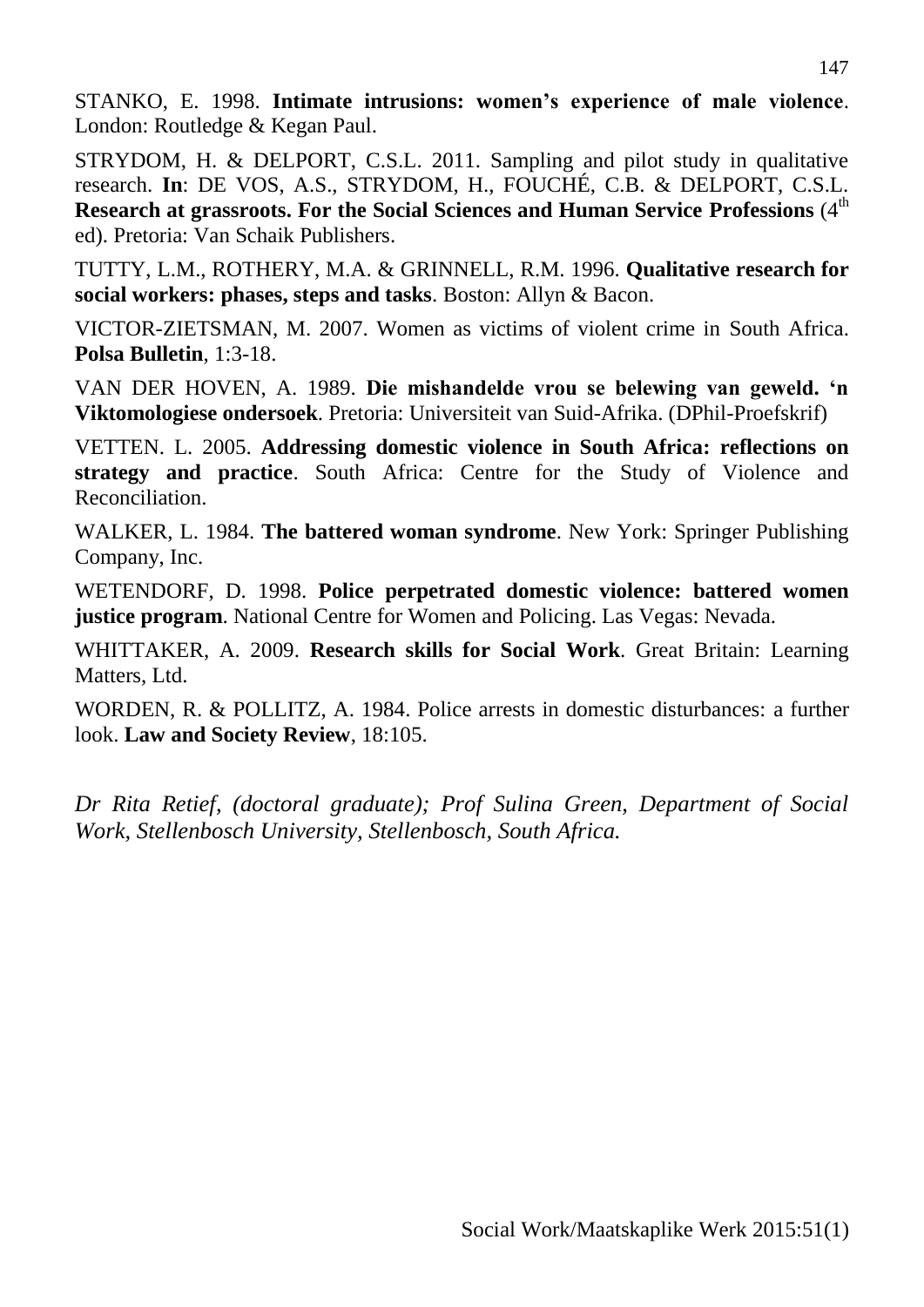STANKO, E. 1998. **Intimate intrusions: women's experience of male violence**. London: Routledge & Kegan Paul.

STRYDOM, H. & DELPORT, C.S.L. 2011. Sampling and pilot study in qualitative research. **In**: DE VOS, A.S., STRYDOM, H., FOUCHÉ, C.B. & DELPORT, C.S.L. **Research at grassroots. For the Social Sciences and Human Service Professions** (4th ed). Pretoria: Van Schaik Publishers.

TUTTY, L.M., ROTHERY, M.A. & GRINNELL, R.M. 1996. **Qualitative research for social workers: phases, steps and tasks**. Boston: Allyn & Bacon.

VICTOR-ZIETSMAN, M. 2007. Women as victims of violent crime in South Africa. **Polsa Bulletin**, 1:3-18.

VAN DER HOVEN, A. 1989. **Die mishandelde vrou se belewing van geweld. 'n Viktomologiese ondersoek**. Pretoria: Universiteit van Suid-Afrika. (DPhil-Proefskrif)

VETTEN. L. 2005. **Addressing domestic violence in South Africa: reflections on strategy and practice**. South Africa: Centre for the Study of Violence and Reconciliation.

WALKER, L. 1984. **The battered woman syndrome**. New York: Springer Publishing Company, Inc.

WETENDORF, D. 1998. **Police perpetrated domestic violence: battered women justice program**. National Centre for Women and Policing. Las Vegas: Nevada.

WHITTAKER, A. 2009. **Research skills for Social Work**. Great Britain: Learning Matters, Ltd.

WORDEN, R. & POLLITZ, A. 1984. Police arrests in domestic disturbances: a further look. **Law and Society Review**, 18:105.

*Dr Rita Retief, (doctoral graduate); Prof Sulina Green, Department of Social Work, Stellenbosch University, Stellenbosch, South Africa.*